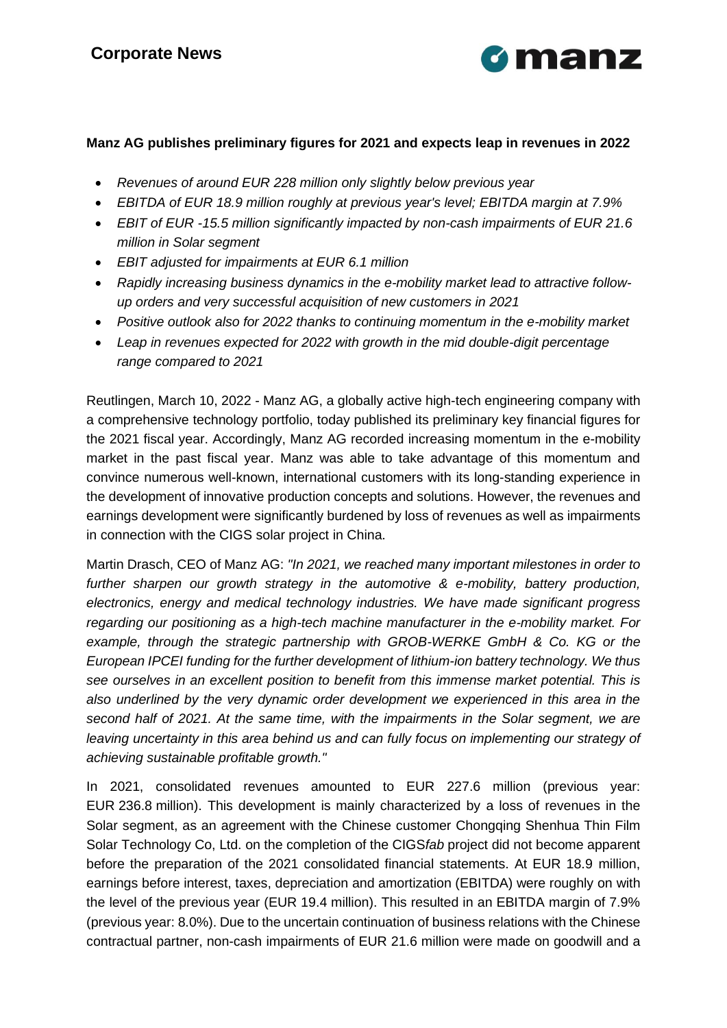**Corporate News**

### Manz AG publishes preliminary figures for 2021 and expects leap in revenues in 2022

- *Revenues of around EUR 228 million only slightly below previous year*
- *EBITDA of EUR 18.9 million roughly at previous year's level; EBITDA margin at 7.9%*
- *EBIT of EUR -15.5 million significantly impacted by non-cash impairments of EUR 21.6 million in Solar segment*
- *EBIT adjusted for impairments at EUR 6.1 million*
- *Rapidly increasing business dynamics in the e-mobility market lead to attractive follow-up orders and very successful acquisition of new customers in 2021*
- *Positive outlook also for 2022 thanks to continuing momentum in the e-mobility market*
- *Leap in revenues expected for 2022 with growth in the mid double-digit percentage range compared to 2021*

Reutlingen, March 10, 2022 - Manz AG, a globally active high-tech engineering company with a comprehensive technology portfolio, today published its preliminary key financial figures for the 2021 fiscal year. Accordingly, Manz AG recorded increasing momentum in the e-mobility market in the past fiscal year. Manz was able to take advantage of this momentum and convince numerous well-known, international customers with its long-standing experience in the development of innovative production concepts and solutions. However, the revenues and earnings development were significantly burdened by loss of revenues as well as impairments in connection with the CIGS solar project in China.

Martin Drasch, CEO of Manz AG: *"In 2021, we reached many important milestones in order to further sharpen our growth strategy in the automotive & e-mobility, battery production, electronics, energy and medical technology industries. We have made significant progress regarding our positioning as a high-tech machine manufacturer in the e-mobility market. For example, through the strategic partnership with GROB-WERKE GmbH & Co. KG or the European IPCEI funding for the further development of lithium-ion battery technology. We thus see ourselves in an excellent position to benefit from this immense market potential. This is also underlined by the very dynamic order development we experienced in this area in the second half of 2021. At the same time, with the impairments in the Solar segment, we are leaving uncertainty in this area behind us and can fully focus on implementing our strategy of achieving sustainable profitable growth."*

In 2021, consolidated revenues amounted to EUR 227.6 million (previous year: EUR 236.8 million). This development is mainly characterized by a loss of revenues in the Solar segment, as an agreement with the Chinese customer Chongqing Shenhua Thin Film Solar Technology Co, Ltd. on the completion of the CIGS*fab* project did not become apparent before the preparation of the 2021 consolidated financial statements. At EUR 18.9 million, earnings before interest, taxes, depreciation and amortization (EBITDA) were roughly on with the level of the previous year (EUR 19.4 million). This resulted in an EBITDA margin of 7.9% (previous year: 8.0%). Due to the uncertain continuation of business relations with the Chinese contractual partner, non-cash impairments of EUR 21.6 million were made on goodwill and a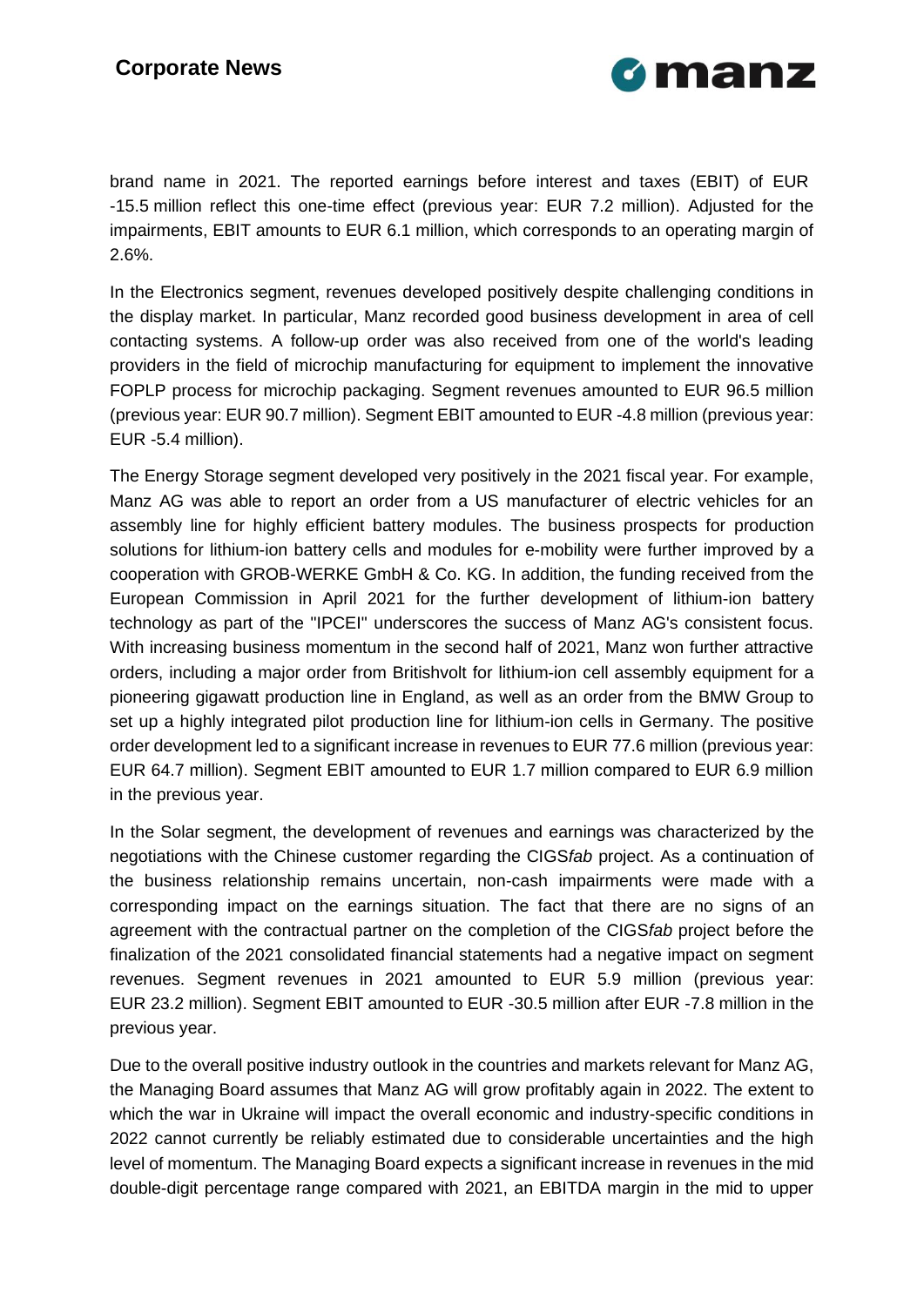brand name in 2021. The reported earnings before interest and taxes (EBIT) of EUR -15.5 million reflect this one-time effect (previous year: EUR 7.2 million). Adjusted for the impairments, EBIT amounts to EUR 6.1 million, which corresponds to an operating margin of 2.6%.

In the Electronics segment, revenues developed positively despite challenging conditions in the display market. In particular, Manz recorded good business development in area of cell contacting systems. A follow-up order was also received from one of the world's leading providers in the field of microchip manufacturing for equipment to implement the innovative FOPLP process for microchip packaging. Segment revenues amounted to EUR 96.5 million (previous year: EUR 90.7 million). Segment EBIT amounted to EUR -4.8 million (previous year: EUR -5.4 million).

The Energy Storage segment developed very positively in the 2021 fiscal year. For example, Manz AG was able to report an order from a US manufacturer of electric vehicles for an assembly line for highly efficient battery modules. The business prospects for production solutions for lithium-ion battery cells and modules for e-mobility were further improved by a cooperation with GROB-WERKE GmbH & Co. KG. In addition, the funding received from the European Commission in April 2021 for the further development of lithium-ion battery technology as part of the "IPCEI" underscores the success of Manz AG's consistent focus. With increasing business momentum in the second half of 2021, Manz won further attractive orders, including a major order from Britishvolt for lithium-ion cell assembly equipment for a pioneering gigawatt production line in England, as well as an order from the BMW Group to set up a highly integrated pilot production line for lithium-ion cells in Germany. The positive order development led to a significant increase in revenues to EUR 77.6 million (previous year: EUR 64.7 million). Segment EBIT amounted to EUR 1.7 million compared to EUR 6.9 million in the previous year.

In the Solar segment, the development of revenues and earnings was characterized by the negotiations with the Chinese customer regarding the CIGS*fab* project. As a continuation of the business relationship remains uncertain, non-cash impairments were made with a corresponding impact on the earnings situation. The fact that there are no signs of an agreement with the contractual partner on the completion of the CIGS*fab* project before the finalization of the 2021 consolidated financial statements had a negative impact on segment revenues. Segment revenues in 2021 amounted to EUR 5.9 million (previous year: EUR 23.2 million). Segment EBIT amounted to EUR -30.5 million after EUR -7.8 million in the previous year.

Due to the overall positive industry outlook in the countries and markets relevant for Manz AG, the Managing Board assumes that Manz AG will grow profitably again in 2022. The extent to which the war in Ukraine will impact the overall economic and industry-specific conditions in 2022 cannot currently be reliably estimated due to considerable uncertainties and the high level of momentum. The Managing Board expects a significant increase in revenues in the mid double-digit percentage range compared with 2021, an EBITDA margin in the mid to upper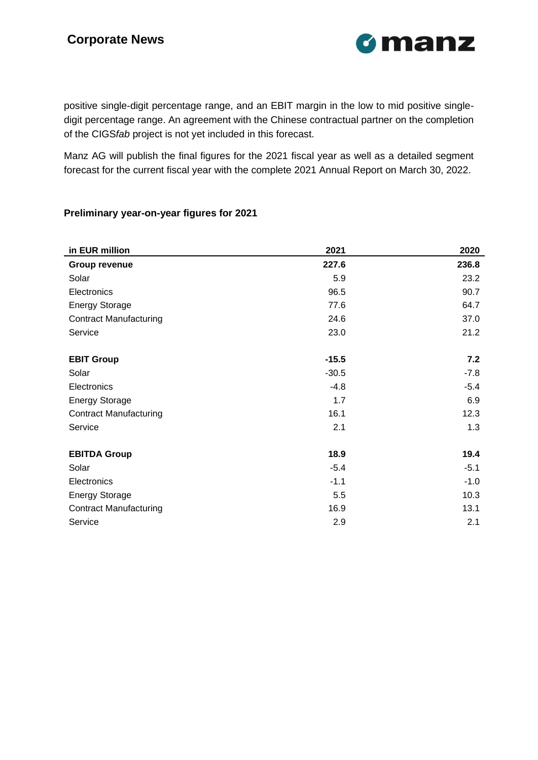positive single-digit percentage range, and an EBIT margin in the low to mid positive single-digit percentage range. An agreement with the Chinese contractual partner on the completion of the CIGS*fab* project is not yet included in this forecast.

Manz AG will publish the final figures for the 2021 fiscal year as well as a detailed segment forecast for the current fiscal year with the complete 2021 Annual Report on March 30, 2022.

**Preliminary year-on-year figures for 2021**

| in EUR million | 2021 | 2020 |
|---|---|---|
| **Group revenue** | **227.6** | **236.8** |
| Solar | 5.9 | 23.2 |
| Electronics | 96.5 | 90.7 |
| Energy Storage | 77.6 | 64.7 |
| Contract Manufacturing | 24.6 | 37.0 |
| Service | 23.0 | 21.2 |
| | | |
| **EBIT Group** | **-15.5** | **7.2** |
| Solar | -30.5 | -7.8 |
| Electronics | -4.8 | -5.4 |
| Energy Storage | 1.7 | 6.9 |
| Contract Manufacturing | 16.1 | 12.3 |
| Service | 2.1 | 1.3 |
| | | |
| **EBITDA Group** | **18.9** | **19.4** |
| Solar | -5.4 | -5.1 |
| Electronics | -1.1 | -1.0 |
| Energy Storage | 5.5 | 10.3 |
| Contract Manufacturing | 16.9 | 13.1 |
| Service | 2.9 | 2.1 |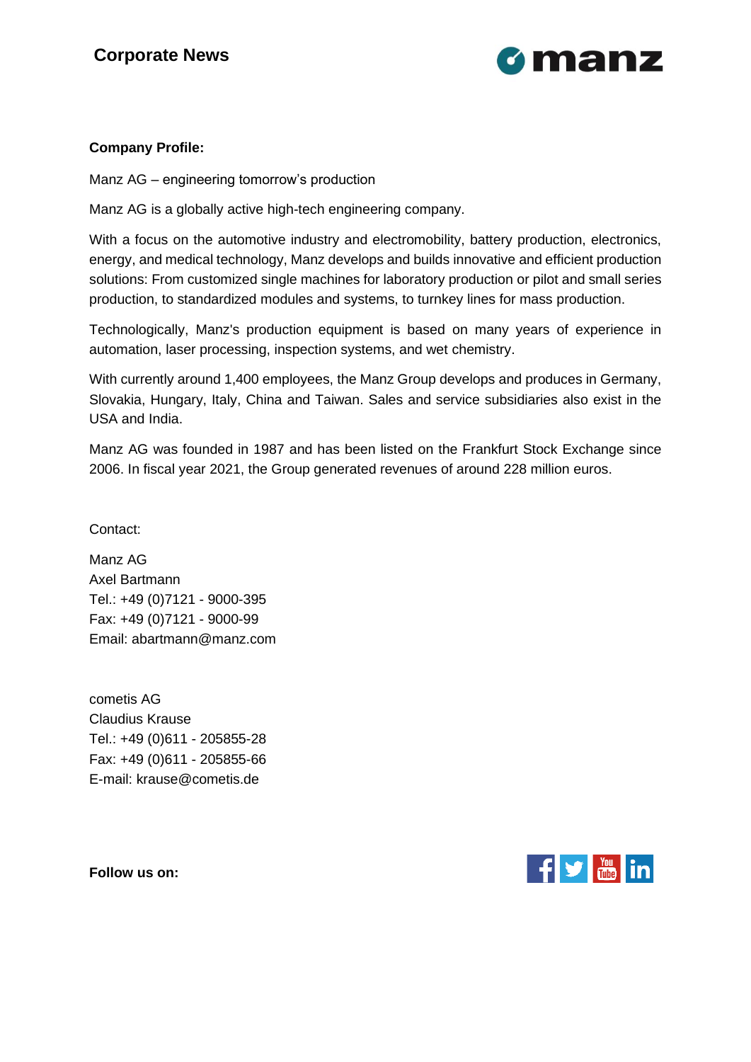**Company Profile:**

Manz AG – engineering tomorrow's production

Manz AG is a globally active high-tech engineering company.

With a focus on the automotive industry and electromobility, battery production, electronics, energy, and medical technology, Manz develops and builds innovative and efficient production solutions: From customized single machines for laboratory production or pilot and small series production, to standardized modules and systems, to turnkey lines for mass production.

Technologically, Manz's production equipment is based on many years of experience in automation, laser processing, inspection systems, and wet chemistry.

With currently around 1,400 employees, the Manz Group develops and produces in Germany, Slovakia, Hungary, Italy, China and Taiwan. Sales and service subsidiaries also exist in the USA and India.

Manz AG was founded in 1987 and has been listed on the Frankfurt Stock Exchange since 2006. In fiscal year 2021, the Group generated revenues of around 228 million euros.

Contact:

Manz AG
Axel Bartmann
Tel.: +49 (0)7121 - 9000-395
Fax: +49 (0)7121 - 9000-99
Email: abartmann@manz.com

cometis AG
Claudius Krause
Tel.: +49 (0)611 - 205855-28
Fax: +49 (0)611 - 205855-66
E-mail: krause@cometis.de

**Follow us on:**